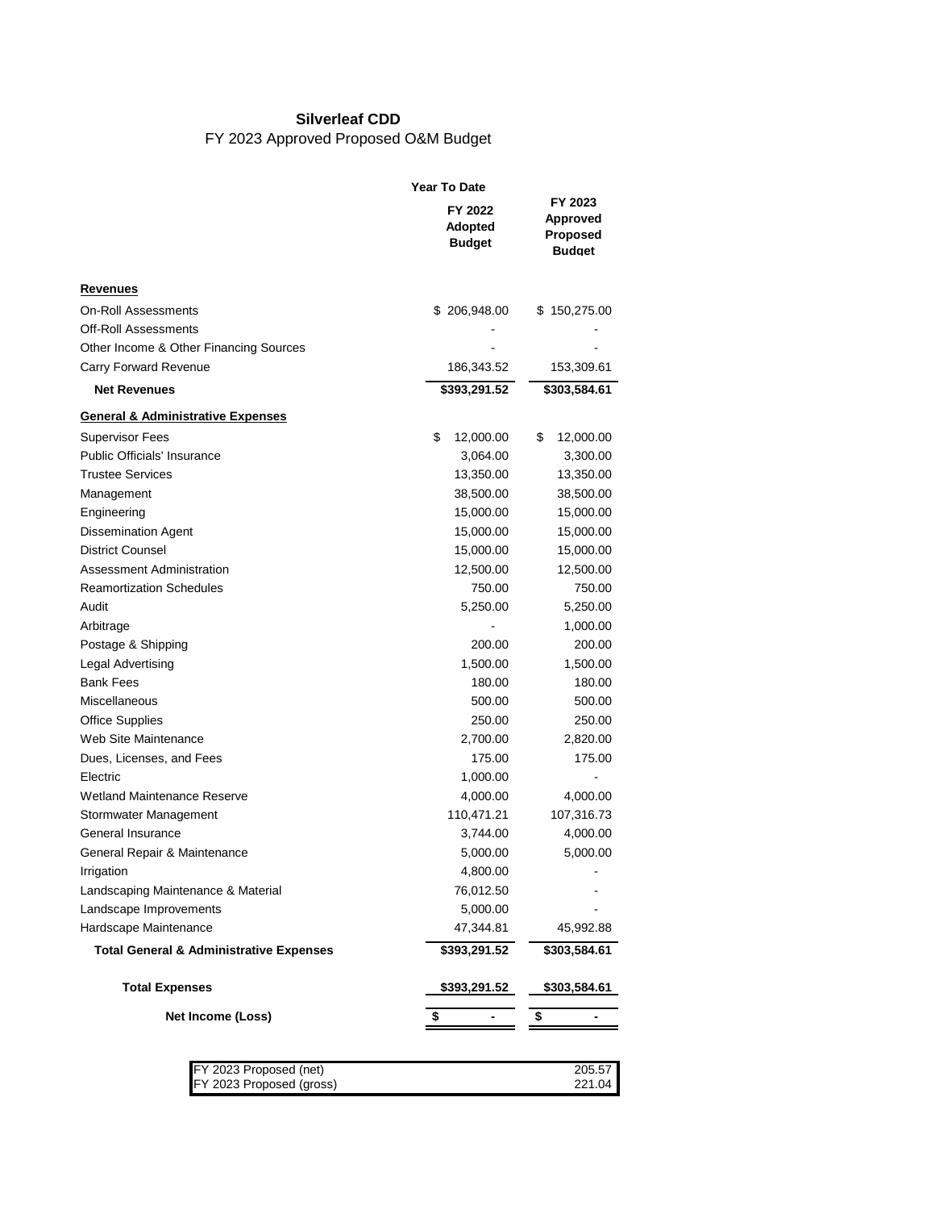# Silverleaf CDD

FY 2023 Approved Proposed O&M Budget

| | Year To Date<br>FY 2022 Adopted Budget | FY 2023 Approved Proposed Budget |
|---|---|---|
| **Revenues** | | |
| On-Roll Assessments | $ 206,948.00 | $ 150,275.00 |
| Off-Roll Assessments | - | - |
| Other Income & Other Financing Sources | - | - |
| Carry Forward Revenue | 186,343.52 | 153,309.61 |
| **Net Revenues** | **$393,291.52** | **$303,584.61** |
| **General & Administrative Expenses** | | |
| Supervisor Fees | $ 12,000.00 | $ 12,000.00 |
| Public Officials' Insurance | 3,064.00 | 3,300.00 |
| Trustee Services | 13,350.00 | 13,350.00 |
| Management | 38,500.00 | 38,500.00 |
| Engineering | 15,000.00 | 15,000.00 |
| Dissemination Agent | 15,000.00 | 15,000.00 |
| District Counsel | 15,000.00 | 15,000.00 |
| Assessment Administration | 12,500.00 | 12,500.00 |
| Reamortization Schedules | 750.00 | 750.00 |
| Audit | 5,250.00 | 5,250.00 |
| Arbitrage | - | 1,000.00 |
| Postage & Shipping | 200.00 | 200.00 |
| Legal Advertising | 1,500.00 | 1,500.00 |
| Bank Fees | 180.00 | 180.00 |
| Miscellaneous | 500.00 | 500.00 |
| Office Supplies | 250.00 | 250.00 |
| Web Site Maintenance | 2,700.00 | 2,820.00 |
| Dues, Licenses, and Fees | 175.00 | 175.00 |
| Electric | 1,000.00 | - |
| Wetland Maintenance Reserve | 4,000.00 | 4,000.00 |
| Stormwater Management | 110,471.21 | 107,316.73 |
| General Insurance | 3,744.00 | 4,000.00 |
| General Repair & Maintenance | 5,000.00 | 5,000.00 |
| Irrigation | 4,800.00 | - |
| Landscaping Maintenance & Material | 76,012.50 | - |
| Landscape Improvements | 5,000.00 | - |
| Hardscape Maintenance | 47,344.81 | 45,992.88 |
| **Total General & Administrative Expenses** | **$393,291.52** | **$303,584.61** |
| **Total Expenses** | **$393,291.52** | **$303,584.61** |
| **Net Income (Loss)** | **$ -** | **$ -** |

| | |
|---|---|
| FY 2023 Proposed (net) | 205.57 |
| FY 2023 Proposed (gross) | 221.04 |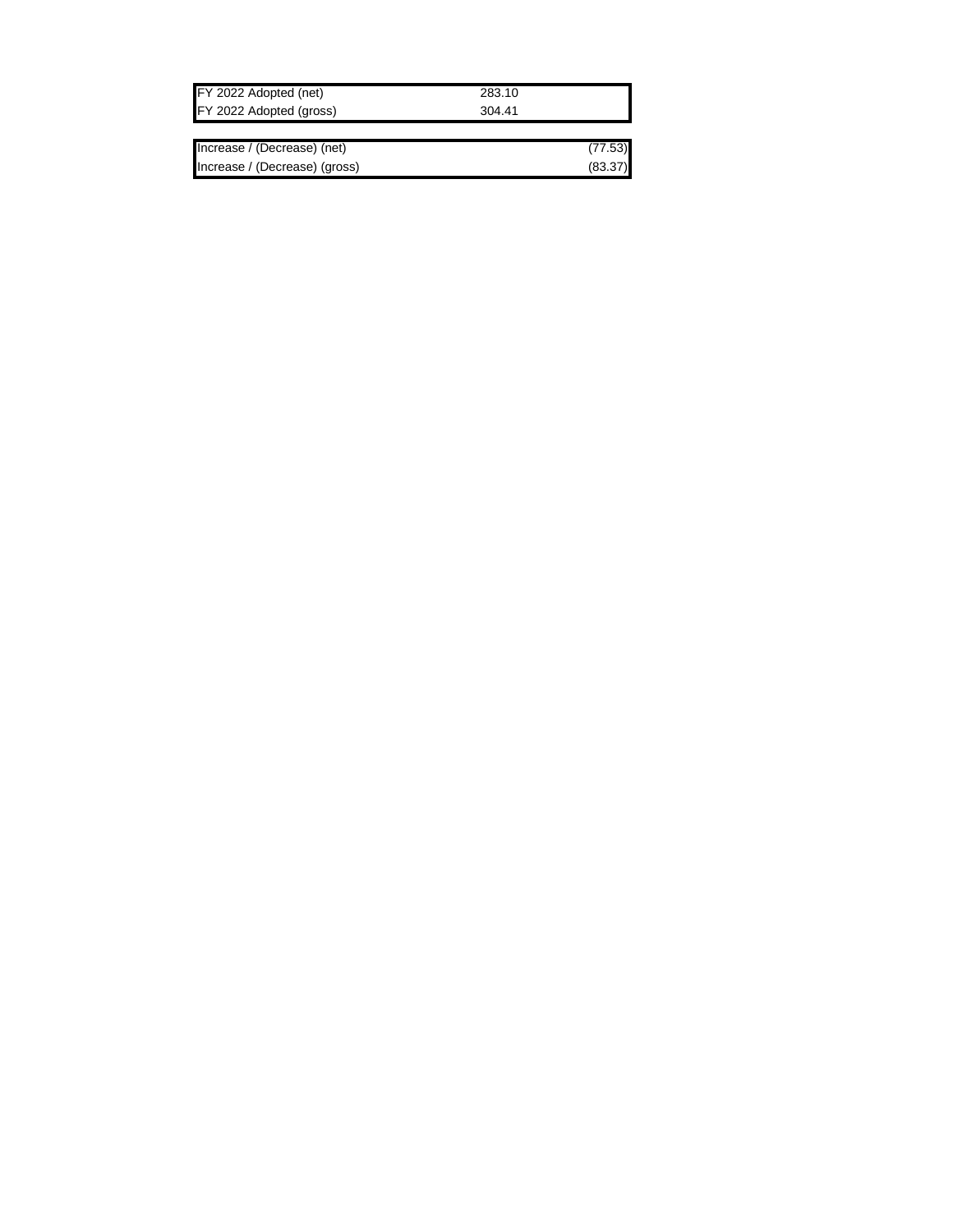| | | |
|---|---|---|
| FY 2022 Adopted (net) | 283.10 | |
| FY 2022 Adopted (gross) | 304.41 | |

| | | |
|---|---|---|
| Increase / (Decrease) (net) | | (77.53) |
| Increase / (Decrease) (gross) | | (83.37) |